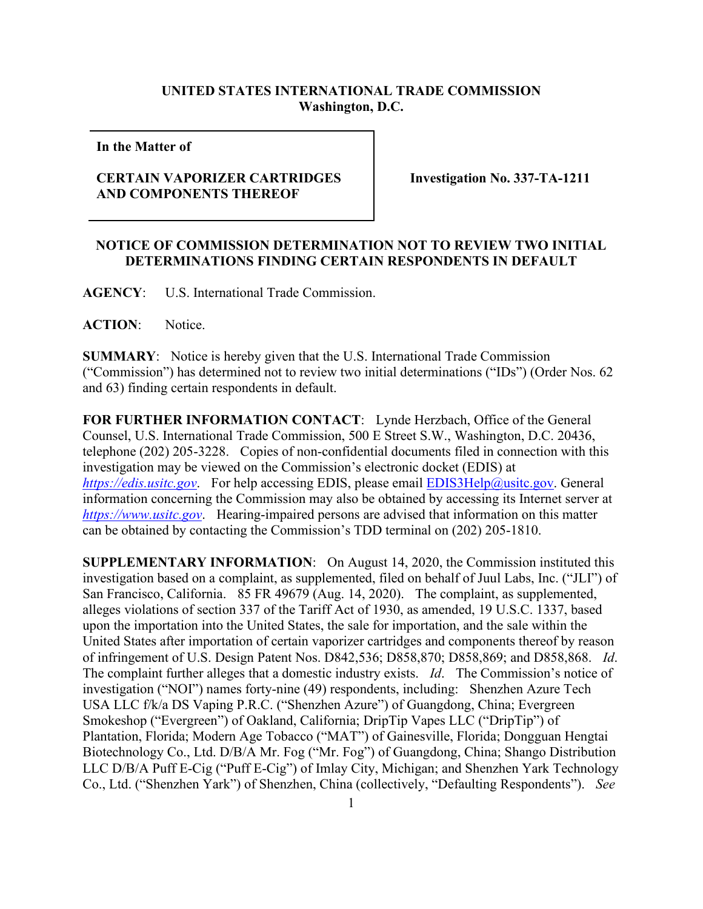**UNITED STATES INTERNATIONAL TRADE COMMISSION**
**Washington, D.C.**

| **In the Matter of**<br><br>**CERTAIN VAPORIZER CARTRIDGES AND COMPONENTS THEREOF** | **Investigation No. 337-TA-1211** |
|---|---|

**NOTICE OF COMMISSION DETERMINATION NOT TO REVIEW TWO INITIAL DETERMINATIONS FINDING CERTAIN RESPONDENTS IN DEFAULT**

**AGENCY**: U.S. International Trade Commission.

**ACTION**: Notice.

**SUMMARY**: Notice is hereby given that the U.S. International Trade Commission ("Commission") has determined not to review two initial determinations ("IDs") (Order Nos. 62 and 63) finding certain respondents in default.

**FOR FURTHER INFORMATION CONTACT**: Lynde Herzbach, Office of the General Counsel, U.S. International Trade Commission, 500 E Street S.W., Washington, D.C. 20436, telephone (202) 205-3228. Copies of non-confidential documents filed in connection with this investigation may be viewed on the Commission's electronic docket (EDIS) at *https://edis.usitc.gov*. For help accessing EDIS, please email EDIS3Help@usitc.gov. General information concerning the Commission may also be obtained by accessing its Internet server at *https://www.usitc.gov*. Hearing-impaired persons are advised that information on this matter can be obtained by contacting the Commission's TDD terminal on (202) 205-1810.

**SUPPLEMENTARY INFORMATION**: On August 14, 2020, the Commission instituted this investigation based on a complaint, as supplemented, filed on behalf of Juul Labs, Inc. ("JLI") of San Francisco, California. 85 FR 49679 (Aug. 14, 2020). The complaint, as supplemented, alleges violations of section 337 of the Tariff Act of 1930, as amended, 19 U.S.C. 1337, based upon the importation into the United States, the sale for importation, and the sale within the United States after importation of certain vaporizer cartridges and components thereof by reason of infringement of U.S. Design Patent Nos. D842,536; D858,870; D858,869; and D858,868. *Id*. The complaint further alleges that a domestic industry exists. *Id*. The Commission's notice of investigation ("NOI") names forty-nine (49) respondents, including: Shenzhen Azure Tech USA LLC f/k/a DS Vaping P.R.C. ("Shenzhen Azure") of Guangdong, China; Evergreen Smokeshop ("Evergreen") of Oakland, California; DripTip Vapes LLC ("DripTip") of Plantation, Florida; Modern Age Tobacco ("MAT") of Gainesville, Florida; Dongguan Hengtai Biotechnology Co., Ltd. D/B/A Mr. Fog ("Mr. Fog") of Guangdong, China; Shango Distribution LLC D/B/A Puff E-Cig ("Puff E-Cig") of Imlay City, Michigan; and Shenzhen Yark Technology Co., Ltd. ("Shenzhen Yark") of Shenzhen, China (collectively, "Defaulting Respondents"). *See*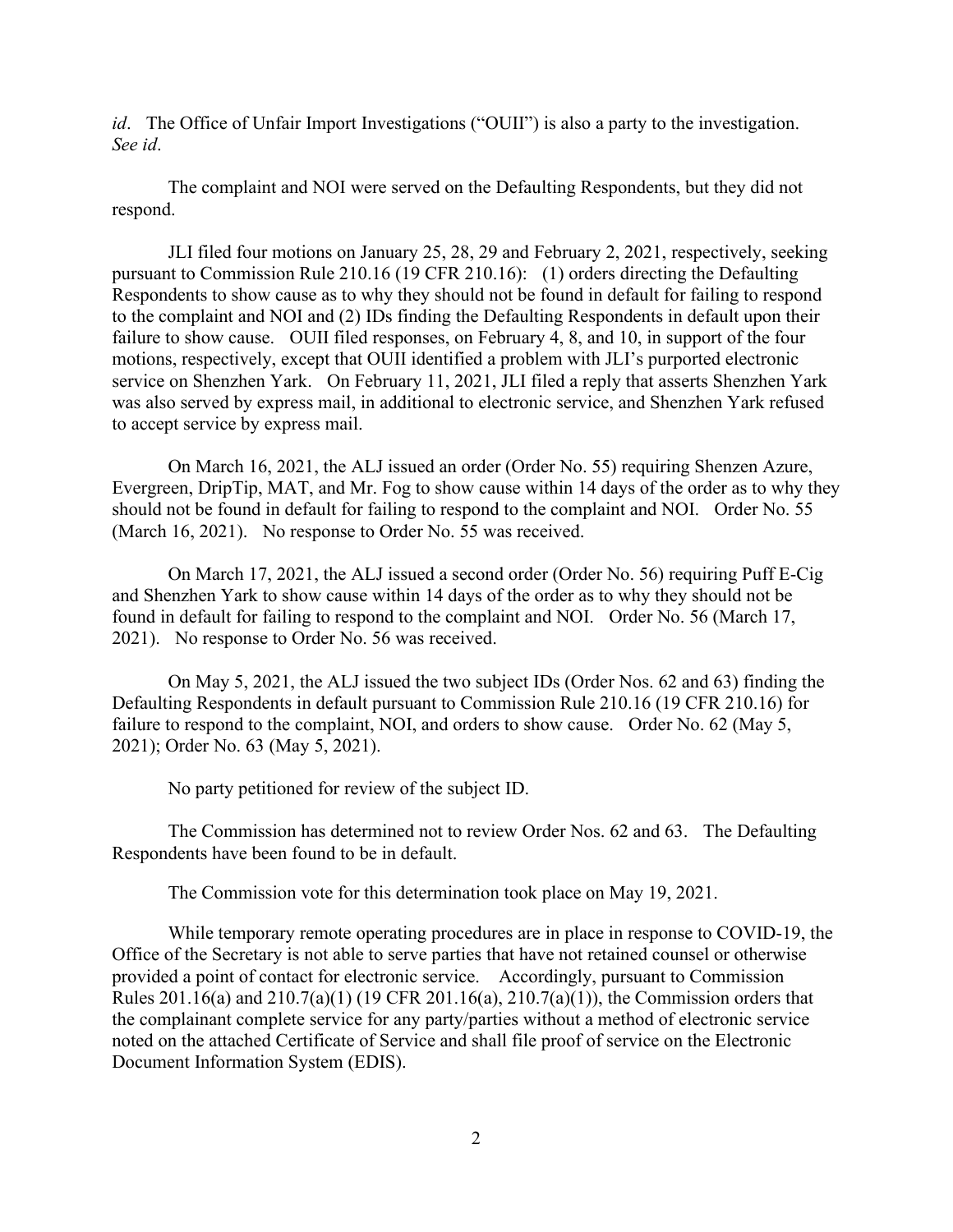*id*. The Office of Unfair Import Investigations ("OUII") is also a party to the investigation. *See id*.

The complaint and NOI were served on the Defaulting Respondents, but they did not respond.

JLI filed four motions on January 25, 28, 29 and February 2, 2021, respectively, seeking pursuant to Commission Rule 210.16 (19 CFR 210.16): (1) orders directing the Defaulting Respondents to show cause as to why they should not be found in default for failing to respond to the complaint and NOI and (2) IDs finding the Defaulting Respondents in default upon their failure to show cause. OUII filed responses, on February 4, 8, and 10, in support of the four motions, respectively, except that OUII identified a problem with JLI's purported electronic service on Shenzhen Yark. On February 11, 2021, JLI filed a reply that asserts Shenzhen Yark was also served by express mail, in additional to electronic service, and Shenzhen Yark refused to accept service by express mail.

On March 16, 2021, the ALJ issued an order (Order No. 55) requiring Shenzen Azure, Evergreen, DripTip, MAT, and Mr. Fog to show cause within 14 days of the order as to why they should not be found in default for failing to respond to the complaint and NOI. Order No. 55 (March 16, 2021). No response to Order No. 55 was received.

On March 17, 2021, the ALJ issued a second order (Order No. 56) requiring Puff E-Cig and Shenzhen Yark to show cause within 14 days of the order as to why they should not be found in default for failing to respond to the complaint and NOI. Order No. 56 (March 17, 2021). No response to Order No. 56 was received.

On May 5, 2021, the ALJ issued the two subject IDs (Order Nos. 62 and 63) finding the Defaulting Respondents in default pursuant to Commission Rule 210.16 (19 CFR 210.16) for failure to respond to the complaint, NOI, and orders to show cause. Order No. 62 (May 5, 2021); Order No. 63 (May 5, 2021).

No party petitioned for review of the subject ID.

The Commission has determined not to review Order Nos. 62 and 63. The Defaulting Respondents have been found to be in default.

The Commission vote for this determination took place on May 19, 2021.

While temporary remote operating procedures are in place in response to COVID-19, the Office of the Secretary is not able to serve parties that have not retained counsel or otherwise provided a point of contact for electronic service. Accordingly, pursuant to Commission Rules 201.16(a) and 210.7(a)(1) (19 CFR 201.16(a), 210.7(a)(1)), the Commission orders that the complainant complete service for any party/parties without a method of electronic service noted on the attached Certificate of Service and shall file proof of service on the Electronic Document Information System (EDIS).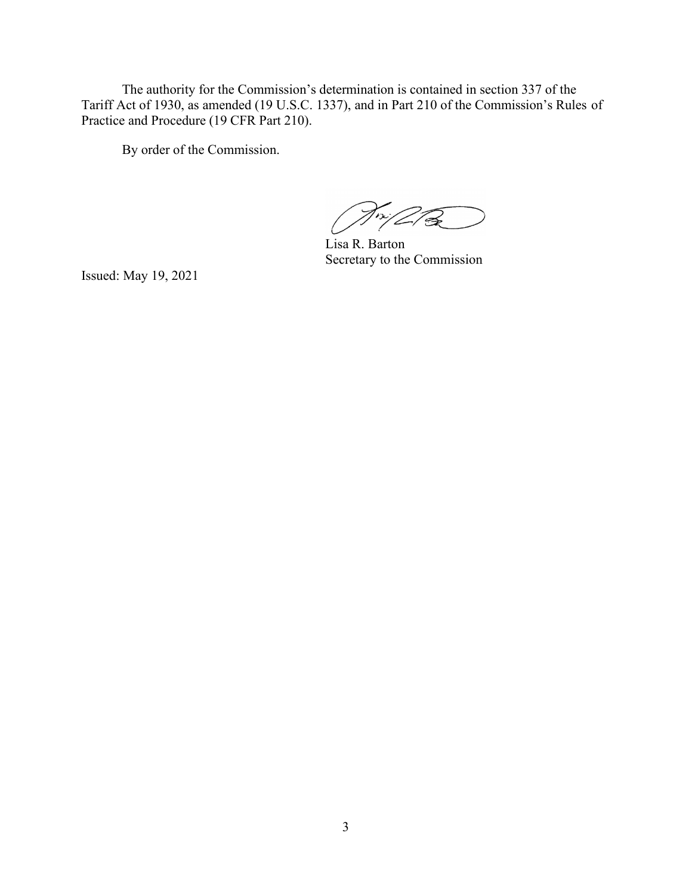The authority for the Commission's determination is contained in section 337 of the Tariff Act of 1930, as amended (19 U.S.C. 1337), and in Part 210 of the Commission's Rules of Practice and Procedure (19 CFR Part 210).

By order of the Commission.

Lisa R. Barton
Secretary to the Commission

Issued: May 19, 2021